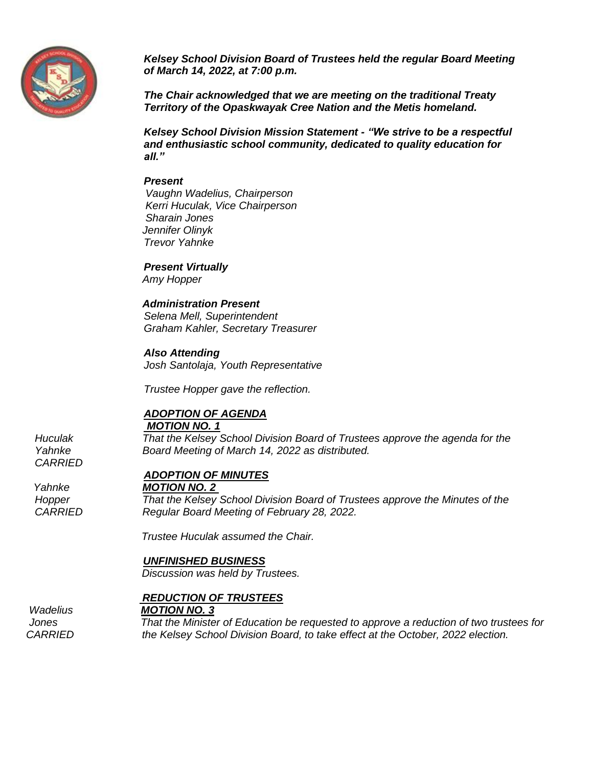***Kelsey School Division Board of Trustees held the regular Board Meeting of March 14, 2022, at 7:00 p.m.***

***The Chair acknowledged that we are meeting on the traditional Treaty Territory of the Opaskwayak Cree Nation and the Metis homeland.***

***Kelsey School Division Mission Statement - "We strive to be a respectful and enthusiastic school community, dedicated to quality education for all."***

***Present***
*Vaughn Wadelius, Chairperson*
*Kerri Huculak, Vice Chairperson*
*Sharain Jones*
*Jennifer Olinyk*
*Trevor Yahnke*

***Present Virtually***
*Amy Hopper*

***Administration Present***
*Selena Mell, Superintendent*
*Graham Kahler, Secretary Treasurer*

***Also Attending***
*Josh Santolaja, Youth Representative*

*Trustee Hopper gave the reflection.*

***ADOPTION OF AGENDA***

***MOTION NO. 1***

*Huculak*
*Yahnke*
*CARRIED*

*That the Kelsey School Division Board of Trustees approve the agenda for the Board Meeting of March 14, 2022 as distributed.*

***ADOPTION OF MINUTES***

***MOTION NO. 2***

*Yahnke*
*Hopper*
*CARRIED*

*That the Kelsey School Division Board of Trustees approve the Minutes of the Regular Board Meeting of February 28, 2022.*

*Trustee Huculak assumed the Chair.*

***UNFINISHED BUSINESS***

*Discussion was held by Trustees.*

***REDUCTION OF TRUSTEES***

***MOTION NO. 3***

*Wadelius*
*Jones*
*CARRIED*

*That the Minister of Education be requested to approve a reduction of two trustees for the Kelsey School Division Board, to take effect at the October, 2022 election.*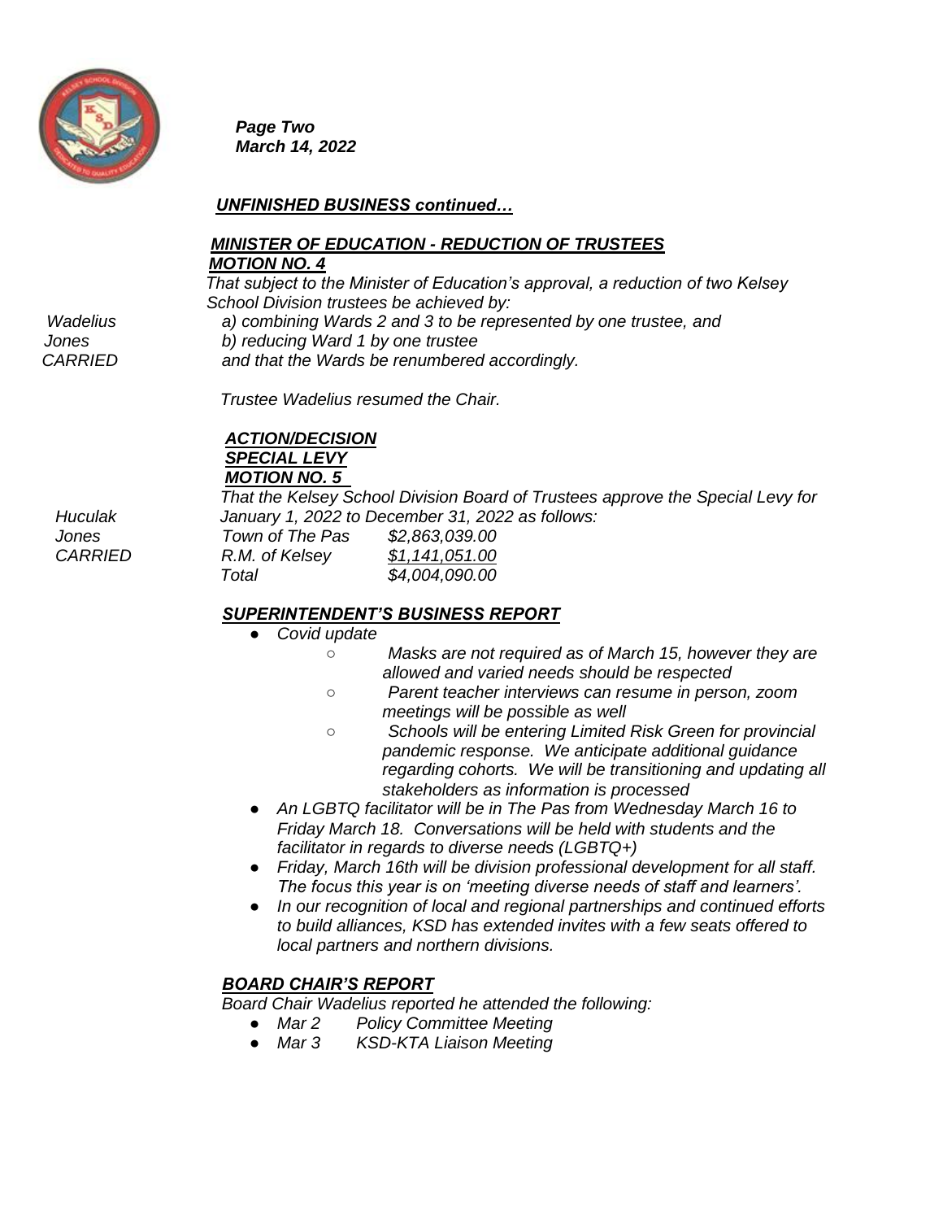*Page Two*
*March 14, 2022*

***UNFINISHED BUSINESS continued…***

***MINISTER OF EDUCATION - REDUCTION OF TRUSTEES***
***MOTION NO. 4***

*That subject to the Minister of Education's approval, a reduction of two Kelsey School Division trustees be achieved by:*

*Wadelius*
*Jones*
*CARRIED*

*a) combining Wards 2 and 3 to be represented by one trustee, and*
*b) reducing Ward 1 by one trustee*
*and that the Wards be renumbered accordingly.*

*Trustee Wadelius resumed the Chair.*

***ACTION/DECISION***
***SPECIAL LEVY***
***MOTION NO. 5***

*That the Kelsey School Division Board of Trustees approve the Special Levy for January 1, 2022 to December 31, 2022 as follows:*

*Huculak*
*Jones*
*CARRIED*

| | |
|---|---|
| *Town of The Pas* | *$2,863,039.00* |
| *R.M. of Kelsey* | *$1,141,051.00* |
| *Total* | *$4,004,090.00* |

***SUPERINTENDENT'S BUSINESS REPORT***

- *Covid update*
  - *Masks are not required as of March 15, however they are allowed and varied needs should be respected*
  - *Parent teacher interviews can resume in person, zoom meetings will be possible as well*
  - *Schools will be entering Limited Risk Green for provincial pandemic response. We anticipate additional guidance regarding cohorts. We will be transitioning and updating all stakeholders as information is processed*
- *An LGBTQ facilitator will be in The Pas from Wednesday March 16 to Friday March 18. Conversations will be held with students and the facilitator in regards to diverse needs (LGBTQ+)*
- *Friday, March 16th will be division professional development for all staff. The focus this year is on 'meeting diverse needs of staff and learners'.*
- *In our recognition of local and regional partnerships and continued efforts to build alliances, KSD has extended invites with a few seats offered to local partners and northern divisions.*

***BOARD CHAIR'S REPORT***

*Board Chair Wadelius reported he attended the following:*

- *Mar 2 Policy Committee Meeting*
- *Mar 3 KSD-KTA Liaison Meeting*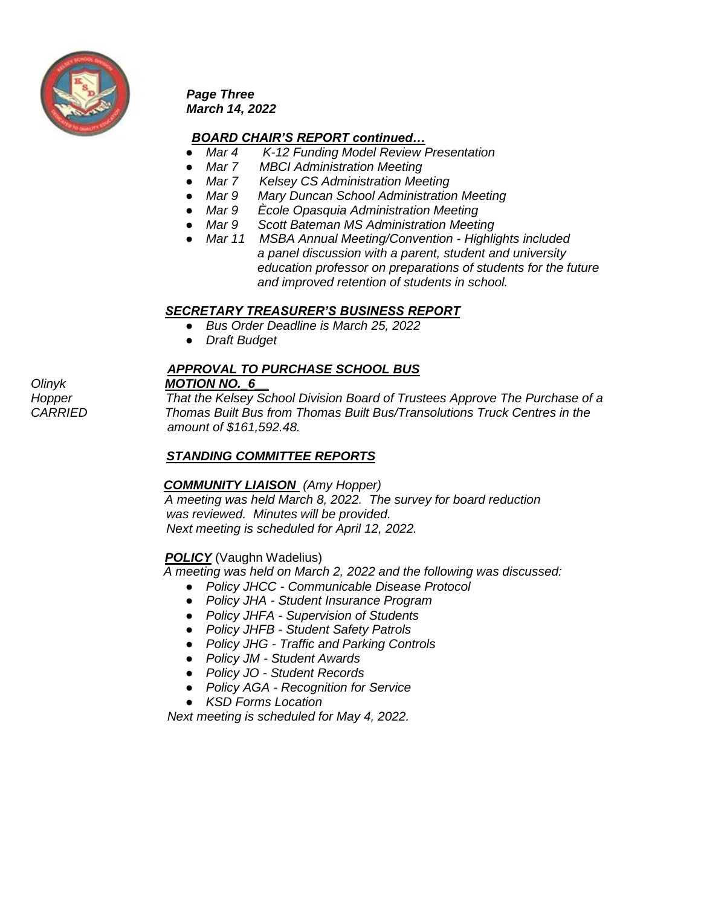### *BOARD CHAIR'S REPORT continued…*

- *Mar 4 K-12 Funding Model Review Presentation*
- *Mar 7 MBCI Administration Meeting*
- *Mar 7 Kelsey CS Administration Meeting*
- *Mar 9 Mary Duncan School Administration Meeting*
- *Mar 9 Ècole Opasquia Administration Meeting*
- *Mar 9 Scott Bateman MS Administration Meeting*
- *Mar 11 MSBA Annual Meeting/Convention - Highlights included a panel discussion with a parent, student and university education professor on preparations of students for the future and improved retention of students in school.*

### *SECRETARY TREASURER'S BUSINESS REPORT*

- *Bus Order Deadline is March 25, 2022*
- *Draft Budget*

### *APPROVAL TO PURCHASE SCHOOL BUS*

*Olinyk*
*Hopper*
*CARRIED*

***MOTION NO._6__***

*That the Kelsey School Division Board of Trustees Approve The Purchase of a Thomas Built Bus from Thomas Built Bus/Transolutions Truck Centres in the amount of $161,592.48.*

### *STANDING COMMITTEE REPORTS*

***COMMUNITY LIAISON*** *(Amy Hopper)*

*A meeting was held March 8, 2022. The survey for board reduction was reviewed. Minutes will be provided.*
*Next meeting is scheduled for April 12, 2022.*

***POLICY*** (Vaughn Wadelius)

*A meeting was held on March 2, 2022 and the following was discussed:*

- *Policy JHCC - Communicable Disease Protocol*
- *Policy JHA - Student Insurance Program*
- *Policy JHFA - Supervision of Students*
- *Policy JHFB - Student Safety Patrols*
- *Policy JHG - Traffic and Parking Controls*
- *Policy JM - Student Awards*
- *Policy JO - Student Records*
- *Policy AGA - Recognition for Service*
- *KSD Forms Location*

*Next meeting is scheduled for May 4, 2022.*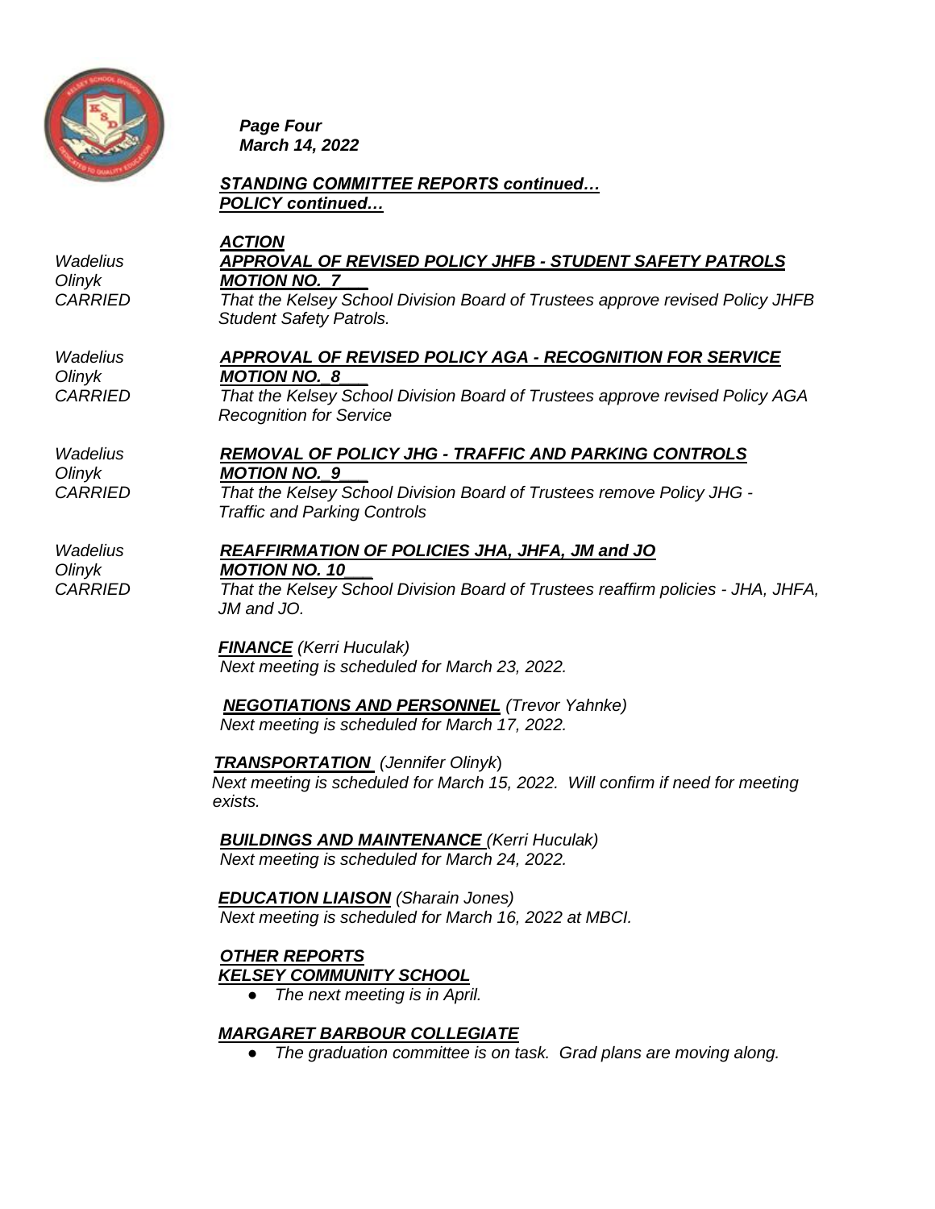*STANDING COMMITTEE REPORTS continued…*
*POLICY continued…*

***ACTION***

*Wadelius*
*Olinyk*
*CARRIED*

***APPROVAL OF REVISED POLICY JHFB - STUDENT SAFETY PATROLS***
***MOTION NO. 7***
*That the Kelsey School Division Board of Trustees approve revised Policy JHFB Student Safety Patrols.*

*Wadelius*
*Olinyk*
*CARRIED*

***APPROVAL OF REVISED POLICY AGA - RECOGNITION FOR SERVICE***
***MOTION NO. 8***
*That the Kelsey School Division Board of Trustees approve revised Policy AGA Recognition for Service*

*Wadelius*
*Olinyk*
*CARRIED*

***REMOVAL OF POLICY JHG - TRAFFIC AND PARKING CONTROLS***
***MOTION NO. 9***
*That the Kelsey School Division Board of Trustees remove Policy JHG - Traffic and Parking Controls*

*Wadelius*
*Olinyk*
*CARRIED*

***REAFFIRMATION OF POLICIES JHA, JHFA, JM and JO***
***MOTION NO. 10***
*That the Kelsey School Division Board of Trustees reaffirm policies - JHA, JHFA, JM and JO.*

***FINANCE*** *(Kerri Huculak)*
*Next meeting is scheduled for March 23, 2022.*

***NEGOTIATIONS AND PERSONNEL*** *(Trevor Yahnke)*
*Next meeting is scheduled for March 17, 2022.*

***TRANSPORTATION*** *(Jennifer Olinyk)*
*Next meeting is scheduled for March 15, 2022. Will confirm if need for meeting exists.*

***BUILDINGS AND MAINTENANCE*** *(Kerri Huculak)*
*Next meeting is scheduled for March 24, 2022.*

***EDUCATION LIAISON*** *(Sharain Jones)*
*Next meeting is scheduled for March 16, 2022 at MBCI.*

***OTHER REPORTS***
***KELSEY COMMUNITY SCHOOL***

- *The next meeting is in April.*

***MARGARET BARBOUR COLLEGIATE***

- *The graduation committee is on task. Grad plans are moving along.*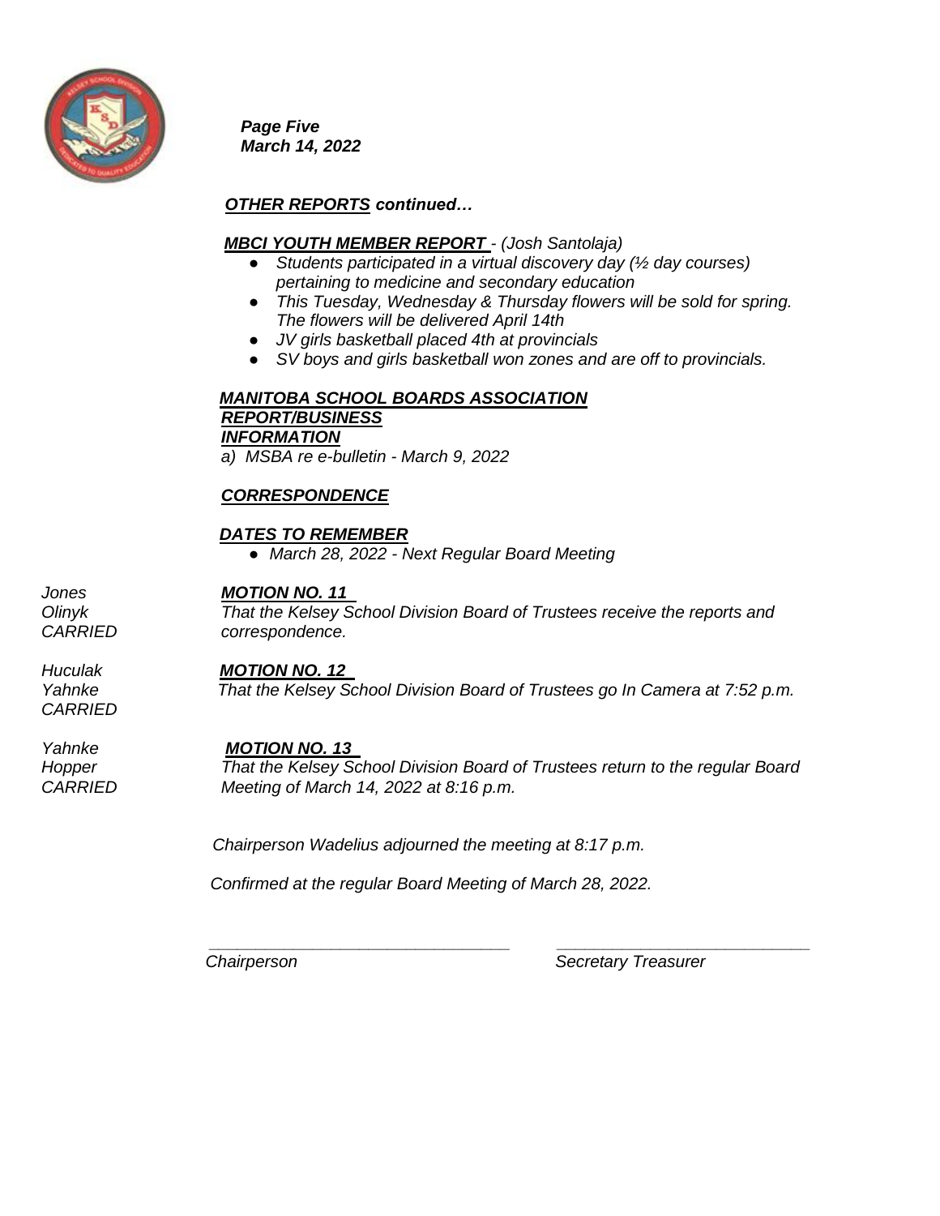*Page Five*
*March 14, 2022*

***OTHER REPORTS continued…***

***MBCI YOUTH MEMBER REPORT** - (Josh Santolaja)*

- *Students participated in a virtual discovery day (½ day courses) pertaining to medicine and secondary education*
- *This Tuesday, Wednesday & Thursday flowers will be sold for spring. The flowers will be delivered April 14th*
- *JV girls basketball placed 4th at provincials*
- *SV boys and girls basketball won zones and are off to provincials.*

***MANITOBA SCHOOL BOARDS ASSOCIATION REPORT/BUSINESS***

***INFORMATION***

*a) MSBA re e-bulletin - March 9, 2022*

***CORRESPONDENCE***

***DATES TO REMEMBER***

- *March 28, 2022 - Next Regular Board Meeting*

*Jones*
*Olinyk*
*CARRIED*

***MOTION NO. 11***
*That the Kelsey School Division Board of Trustees receive the reports and correspondence.*

*Huculak*
*Yahnke*
*CARRIED*

***MOTION NO. 12***
*That the Kelsey School Division Board of Trustees go In Camera at 7:52 p.m.*

*Yahnke*
*Hopper*
*CARRIED*

***MOTION NO. 13***
*That the Kelsey School Division Board of Trustees return to the regular Board Meeting of March 14, 2022 at 8:16 p.m.*

*Chairperson Wadelius adjourned the meeting at 8:17 p.m.*

*Confirmed at the regular Board Meeting of March 28, 2022.*

\_\_\_\_\_\_\_\_\_\_\_\_\_\_\_\_\_\_\_\_\_\_\_\_\_\_\_\_\_\_\_\_ \_\_\_\_\_\_\_\_\_\_\_\_\_\_\_\_\_\_\_\_\_\_\_\_\_\_\_\_\_\_\_\_

*Chairperson* *Secretary Treasurer*